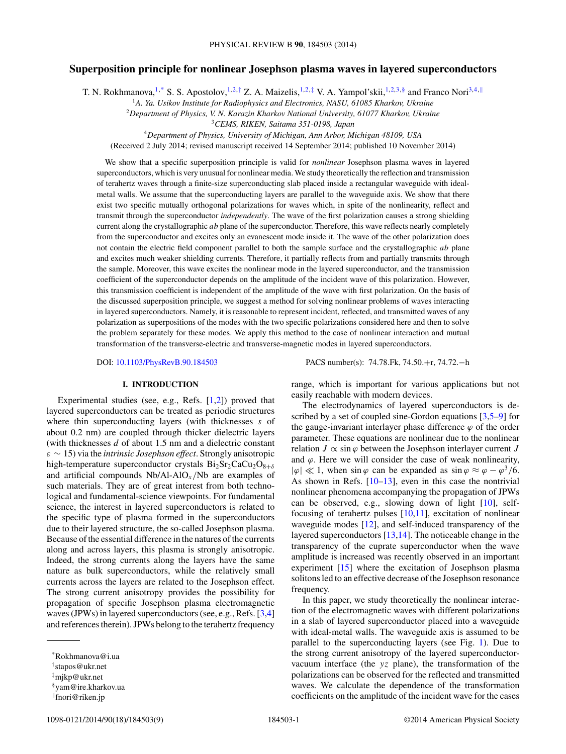# Superposition principle for nonlinear Josephson plasma waves in layered superconductors

T. N. Rokhmanova,[1,*] S. S. Apostolov,[1,2,†] Z. A. Maizelis,[1,2,‡] V. A. Yampol'skii,[1,2,3,§] and Franco Nori[3,4,∥]

[1] *A. Ya. Usikov Institute for Radiophysics and Electronics, NASU, 61085 Kharkov, Ukraine*

[2] *Department of Physics, V. N. Karazin Kharkov National University, 61077 Kharkov, Ukraine*

[3] *CEMS, RIKEN, Saitama 351-0198, Japan*

[4] *Department of Physics, University of Michigan, Ann Arbor, Michigan 48109, USA*

(Received 2 July 2014; revised manuscript received 14 September 2014; published 10 November 2014)

We show that a specific superposition principle is valid for *nonlinear* Josephson plasma waves in layered superconductors, which is very unusual for nonlinear media. We study theoretically the reflection and transmission of terahertz waves through a finite-size superconducting slab placed inside a rectangular waveguide with ideal-metal walls. We assume that the superconducting layers are parallel to the waveguide axis. We show that there exist two specific mutually orthogonal polarizations for waves which, in spite of the nonlinearity, reflect and transmit through the superconductor *independently*. The wave of the first polarization causes a strong shielding current along the crystallographic *ab* plane of the superconductor. Therefore, this wave reflects nearly completely from the superconductor and excites only an evanescent mode inside it. The wave of the other polarization does not contain the electric field component parallel to both the sample surface and the crystallographic *ab* plane and excites much weaker shielding currents. Therefore, it partially reflects from and partially transmits through the sample. Moreover, this wave excites the nonlinear mode in the layered superconductor, and the transmission coefficient of the superconductor depends on the amplitude of the incident wave of this polarization. However, this transmission coefficient is independent of the amplitude of the wave with first polarization. On the basis of the discussed superposition principle, we suggest a method for solving nonlinear problems of waves interacting in layered superconductors. Namely, it is reasonable to represent incident, reflected, and transmitted waves of any polarization as superpositions of the modes with the two specific polarizations considered here and then to solve the problem separately for these modes. We apply this method to the case of nonlinear interaction and mutual transformation of the transverse-electric and transverse-magnetic modes in layered superconductors.

DOI: 10.1103/PhysRevB.90.184503 PACS number(s): 74.78.Fk, 74.50.+r, 74.72.−h

## I. INTRODUCTION

Experimental studies (see, e.g., Refs. [1,2]) proved that layered superconductors can be treated as periodic structures where thin superconducting layers (with thicknesses $s$ of about 0.2 nm) are coupled through thicker dielectric layers (with thicknesses $d$ of about 1.5 nm and a dielectric constant $\varepsilon \sim 15$) via the *intrinsic Josephson effect*. Strongly anisotropic high-temperature superconductor crystals $Bi_2Sr_2CaCu_2O_{8+\delta}$ and artificial compounds Nb/Al-AlO$_x$/Nb are examples of such materials. They are of great interest from both technological and fundamental-science viewpoints. For fundamental science, the interest in layered superconductors is related to the specific type of plasma formed in the superconductors due to their layered structure, the so-called Josephson plasma. Because of the essential difference in the natures of the currents along and across layers, this plasma is strongly anisotropic. Indeed, the strong currents along the layers have the same nature as bulk superconductors, while the relatively small currents across the layers are related to the Josephson effect. The strong current anisotropy provides the possibility for propagation of specific Josephson plasma electromagnetic waves (JPWs) in layered superconductors (see, e.g., Refs. [3,4] and references therein). JPWs belong to the terahertz frequency range, which is important for various applications but not easily reachable with modern devices.

The electrodynamics of layered superconductors is described by a set of coupled sine-Gordon equations [3,5–9] for the gauge-invariant interlayer phase difference $\varphi$ of the order parameter. These equations are nonlinear due to the nonlinear relation $J \propto \sin\varphi$ between the Josephson interlayer current $J$ and $\varphi$. Here we will consider the case of weak nonlinearity, $|\varphi| \ll 1$, when $\sin\varphi$ can be expanded as $\sin\varphi \approx \varphi - \varphi^3/6$. As shown in Refs. [10–13], even in this case the nontrivial nonlinear phenomena accompanying the propagation of JPWs can be observed, e.g., slowing down of light [10], self-focusing of terahertz pulses [10,11], excitation of nonlinear waveguide modes [12], and self-induced transparency of the layered superconductors [13,14]. The noticeable change in the transparency of the cuprate superconductor when the wave amplitude is increased was recently observed in an important experiment [15] where the excitation of Josephson plasma solitons led to an effective decrease of the Josephson resonance frequency.

In this paper, we study theoretically the nonlinear interaction of the electromagnetic waves with different polarizations in a slab of layered superconductor placed into a waveguide with ideal-metal walls. The waveguide axis is assumed to be parallel to the superconducting layers (see Fig. 1). Due to the strong current anisotropy of the layered superconductor-vacuum interface (the $yz$ plane), the transformation of the polarizations can be observed for the reflected and transmitted waves. We calculate the dependence of the transformation coefficients on the amplitude of the incident wave for the cases

*Rokhmanova@i.ua

†stapos@ukr.net

‡mjkp@ukr.net

§yam@ire.kharkov.ua

∥fnori@riken.jp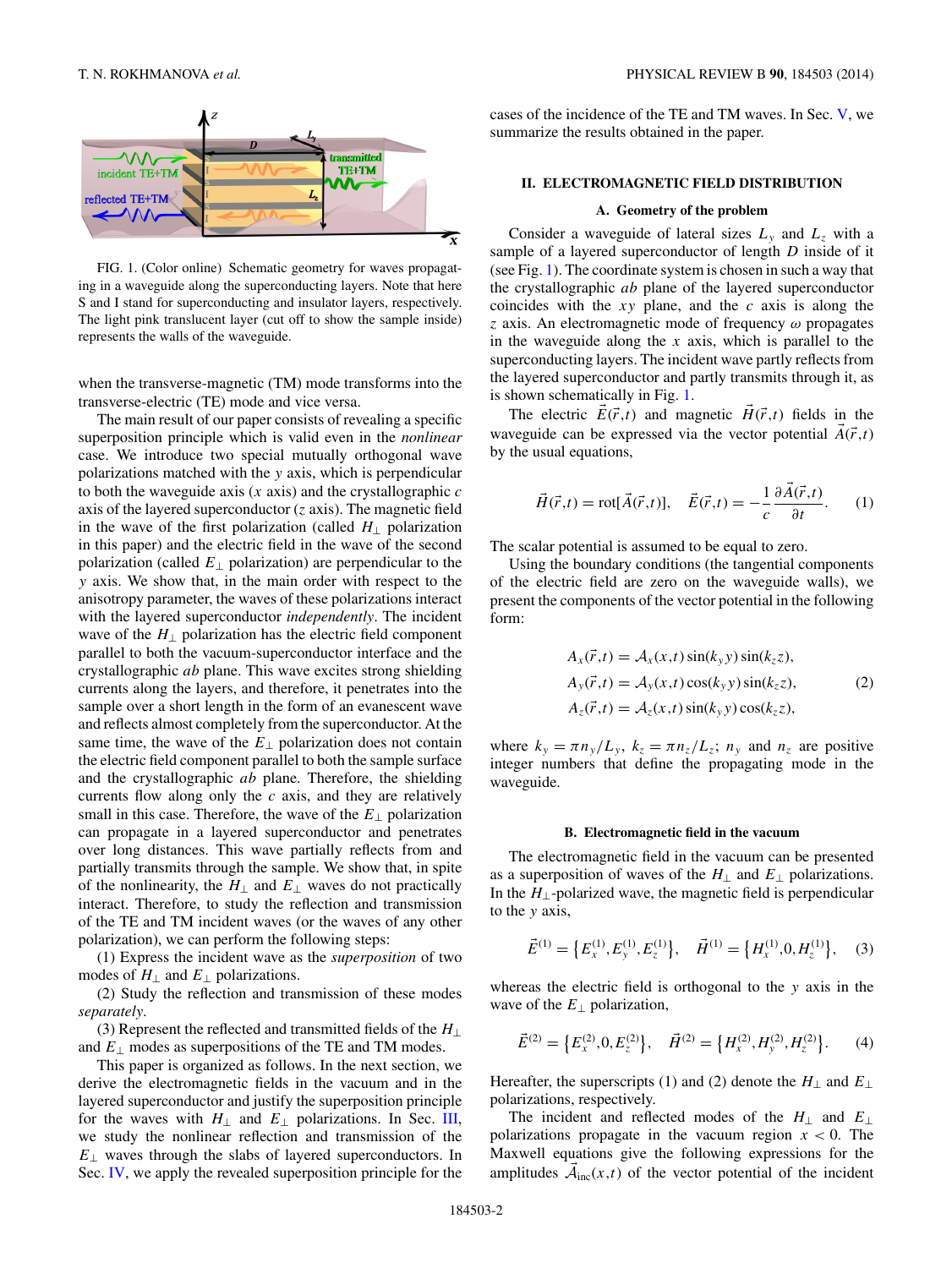FIG. 1. (Color online) Schematic geometry for waves propagating in a waveguide along the superconducting layers. Note that here S and I stand for superconducting and insulator layers, respectively. The light pink translucent layer (cut off to show the sample inside) represents the walls of the waveguide.

when the transverse-magnetic (TM) mode transforms into the transverse-electric (TE) mode and vice versa.

The main result of our paper consists of revealing a specific superposition principle which is valid even in the *nonlinear* case. We introduce two special mutually orthogonal wave polarizations matched with the $y$ axis, which is perpendicular to both the waveguide axis ($x$ axis) and the crystallographic $c$ axis of the layered superconductor ($z$ axis). The magnetic field in the wave of the first polarization (called $H_\perp$ polarization in this paper) and the electric field in the wave of the second polarization (called $E_\perp$ polarization) are perpendicular to the $y$ axis. We show that, in the main order with respect to the anisotropy parameter, the waves of these polarizations interact with the layered superconductor *independently*. The incident wave of the $H_\perp$ polarization has the electric field component parallel to both the vacuum-superconductor interface and the crystallographic $ab$ plane. This wave excites strong shielding currents along the layers, and therefore, it penetrates into the sample over a short length in the form of an evanescent wave and reflects almost completely from the superconductor. At the same time, the wave of the $E_\perp$ polarization does not contain the electric field component parallel to both the sample surface and the crystallographic $ab$ plane. Therefore, the shielding currents flow along only the $c$ axis, and they are relatively small in this case. Therefore, the wave of the $E_\perp$ polarization can propagate in a layered superconductor and penetrates over long distances. This wave partially reflects from and partially transmits through the sample. We show that, in spite of the nonlinearity, the $H_\perp$ and $E_\perp$ waves do not practically interact. Therefore, to study the reflection and transmission of the TE and TM incident waves (or the waves of any other polarization), we can perform the following steps:

(1) Express the incident wave as the *superposition* of two modes of $H_\perp$ and $E_\perp$ polarizations.

(2) Study the reflection and transmission of these modes *separately*.

(3) Represent the reflected and transmitted fields of the $H_\perp$ and $E_\perp$ modes as superpositions of the TE and TM modes.

This paper is organized as follows. In the next section, we derive the electromagnetic fields in the vacuum and in the layered superconductor and justify the superposition principle for the waves with $H_\perp$ and $E_\perp$ polarizations. In Sec. III, we study the nonlinear reflection and transmission of the $E_\perp$ waves through the slabs of layered superconductors. In Sec. IV, we apply the revealed superposition principle for the cases of the incidence of the TE and TM waves. In Sec. V, we summarize the results obtained in the paper.

## II. ELECTROMAGNETIC FIELD DISTRIBUTION

### A. Geometry of the problem

Consider a waveguide of lateral sizes $L_y$ and $L_z$ with a sample of a layered superconductor of length $D$ inside of it (see Fig. 1). The coordinate system is chosen in such a way that the crystallographic $ab$ plane of the layered superconductor coincides with the $xy$ plane, and the $c$ axis is along the $z$ axis. An electromagnetic mode of frequency $\omega$ propagates in the waveguide along the $x$ axis, which is parallel to the superconducting layers. The incident wave partly reflects from the layered superconductor and partly transmits through it, as is shown schematically in Fig. 1.

The electric $\vec{E}(\vec{r},t)$ and magnetic $\vec{H}(\vec{r},t)$ fields in the waveguide can be expressed via the vector potential $\vec{A}(\vec{r},t)$ by the usual equations,

$$\vec{H}(\vec{r},t) = \text{rot}[\vec{A}(\vec{r},t)], \quad \vec{E}(\vec{r},t) = -\frac{1}{c}\frac{\partial \vec{A}(\vec{r},t)}{\partial t}. \tag{1}$$

The scalar potential is assumed to be equal to zero.

Using the boundary conditions (the tangential components of the electric field are zero on the waveguide walls), we present the components of the vector potential in the following form:

$$\begin{aligned} A_x(\vec{r},t) &= \mathcal{A}_x(x,t)\sin(k_y y)\sin(k_z z), \\ A_y(\vec{r},t) &= \mathcal{A}_y(x,t)\cos(k_y y)\sin(k_z z), \\ A_z(\vec{r},t) &= \mathcal{A}_z(x,t)\sin(k_y y)\cos(k_z z), \end{aligned} \tag{2}$$

where $k_y = \pi n_y/L_y$, $k_z = \pi n_z/L_z$; $n_y$ and $n_z$ are positive integer numbers that define the propagating mode in the waveguide.

### B. Electromagnetic field in the vacuum

The electromagnetic field in the vacuum can be presented as a superposition of waves of the $H_\perp$ and $E_\perp$ polarizations. In the $H_\perp$-polarized wave, the magnetic field is perpendicular to the $y$ axis,

$$\vec{E}^{(1)} = \{E_x^{(1)}, E_y^{(1)}, E_z^{(1)}\}, \quad \vec{H}^{(1)} = \{H_x^{(1)}, 0, H_z^{(1)}\}, \tag{3}$$

whereas the electric field is orthogonal to the $y$ axis in the wave of the $E_\perp$ polarization,

$$\vec{E}^{(2)} = \{E_x^{(2)}, 0, E_z^{(2)}\}, \quad \vec{H}^{(2)} = \{H_x^{(2)}, H_y^{(2)}, H_z^{(2)}\}. \tag{4}$$

Hereafter, the superscripts (1) and (2) denote the $H_\perp$ and $E_\perp$ polarizations, respectively.

The incident and reflected modes of the $H_\perp$ and $E_\perp$ polarizations propagate in the vacuum region $x < 0$. The Maxwell equations give the following expressions for the amplitudes $\mathcal{A}_{\text{inc}}(x,t)$ of the vector potential of the incident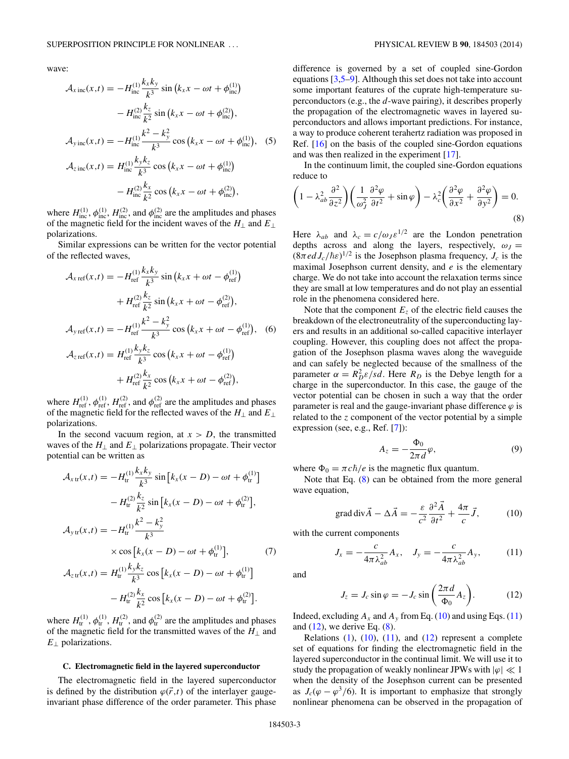wave:

$$
\begin{aligned}
\mathcal{A}_{x\,\mathrm{inc}}(x,t) &= -H_{\mathrm{inc}}^{(1)}\frac{k_x k_y}{k^3}\sin\left(k_x x - \omega t + \phi_{\mathrm{inc}}^{(1)}\right) \\
&\quad - H_{\mathrm{inc}}^{(2)}\frac{k_z}{k^2}\sin\left(k_x x - \omega t + \phi_{\mathrm{inc}}^{(2)}\right), \\
\mathcal{A}_{y\,\mathrm{inc}}(x,t) &= -H_{\mathrm{inc}}^{(1)}\frac{k^2 - k_y^2}{k^3}\cos\left(k_x x - \omega t + \phi_{\mathrm{inc}}^{(1)}\right), \quad (5) \\
\mathcal{A}_{z\,\mathrm{inc}}(x,t) &= H_{\mathrm{inc}}^{(1)}\frac{k_y k_z}{k^3}\cos\left(k_x x - \omega t + \phi_{\mathrm{inc}}^{(1)}\right) \\
&\quad - H_{\mathrm{inc}}^{(2)}\frac{k_x}{k^2}\cos\left(k_x x - \omega t + \phi_{\mathrm{inc}}^{(2)}\right),
\end{aligned}
$$

where $H_{\mathrm{inc}}^{(1)}$, $\phi_{\mathrm{inc}}^{(1)}$, $H_{\mathrm{inc}}^{(2)}$, and $\phi_{\mathrm{inc}}^{(2)}$ are the amplitudes and phases of the magnetic field for the incident waves of the $H_\perp$ and $E_\perp$ polarizations.

Similar expressions can be written for the vector potential of the reflected waves,

$$
\begin{aligned}
\mathcal{A}_{x\,\mathrm{ref}}(x,t) &= -H_{\mathrm{ref}}^{(1)}\frac{k_x k_y}{k^3}\sin\left(k_x x + \omega t - \phi_{\mathrm{ref}}^{(1)}\right) \\
&\quad + H_{\mathrm{ref}}^{(2)}\frac{k_z}{k^2}\sin\left(k_x x + \omega t - \phi_{\mathrm{ref}}^{(2)}\right), \\
\mathcal{A}_{y\,\mathrm{ref}}(x,t) &= -H_{\mathrm{ref}}^{(1)}\frac{k^2 - k_y^2}{k^3}\cos\left(k_x x + \omega t - \phi_{\mathrm{ref}}^{(1)}\right), \quad (6) \\
\mathcal{A}_{z\,\mathrm{ref}}(x,t) &= H_{\mathrm{ref}}^{(1)}\frac{k_y k_z}{k^3}\cos\left(k_x x + \omega t - \phi_{\mathrm{ref}}^{(1)}\right) \\
&\quad + H_{\mathrm{ref}}^{(2)}\frac{k_x}{k^2}\cos\left(k_x x + \omega t - \phi_{\mathrm{ref}}^{(2)}\right),
\end{aligned}
$$

where $H_{\mathrm{ref}}^{(1)}$, $\phi_{\mathrm{ref}}^{(1)}$, $H_{\mathrm{ref}}^{(2)}$, and $\phi_{\mathrm{ref}}^{(2)}$ are the amplitudes and phases of the magnetic field for the reflected waves of the $H_\perp$ and $E_\perp$ polarizations.

In the second vacuum region, at $x > D$, the transmitted waves of the $H_\perp$ and $E_\perp$ polarizations propagate. Their vector potential can be written as

$$
\begin{aligned}
\mathcal{A}_{x\,\mathrm{tr}}(x,t) &= -H_{\mathrm{tr}}^{(1)}\frac{k_x k_y}{k^3}\sin\left[k_x(x-D) - \omega t + \phi_{\mathrm{tr}}^{(1)}\right] \\
&\quad - H_{\mathrm{tr}}^{(2)}\frac{k_z}{k^2}\sin\left[k_x(x-D) - \omega t + \phi_{\mathrm{tr}}^{(2)}\right], \\
\mathcal{A}_{y\,\mathrm{tr}}(x,t) &= -H_{\mathrm{tr}}^{(1)}\frac{k^2 - k_y^2}{k^3} \\
&\quad \times \cos\left[k_x(x-D) - \omega t + \phi_{\mathrm{tr}}^{(1)}\right], \quad (7) \\
\mathcal{A}_{z\,\mathrm{tr}}(x,t) &= H_{\mathrm{tr}}^{(1)}\frac{k_y k_z}{k^3}\cos\left[k_x(x-D) - \omega t + \phi_{\mathrm{tr}}^{(1)}\right] \\
&\quad - H_{\mathrm{tr}}^{(2)}\frac{k_x}{k^2}\cos\left[k_x(x-D) - \omega t + \phi_{\mathrm{tr}}^{(2)}\right].
\end{aligned}
$$

where $H_{\mathrm{tr}}^{(1)}$, $\phi_{\mathrm{tr}}^{(1)}$, $H_{\mathrm{tr}}^{(2)}$, and $\phi_{\mathrm{tr}}^{(2)}$ are the amplitudes and phases of the magnetic field for the transmitted waves of the $H_\perp$ and $E_\perp$ polarizations.

### C. Electromagnetic field in the layered superconductor

The electromagnetic field in the layered superconductor is defined by the distribution $\varphi(\vec{r},t)$ of the interlayer gauge-invariant phase difference of the order parameter. This phase difference is governed by a set of coupled sine-Gordon equations [3,5–9]. Although this set does not take into account some important features of the cuprate high-temperature superconductors (e.g., the $d$-wave pairing), it describes properly the propagation of the electromagnetic waves in layered superconductors and allows important predictions. For instance, a way to produce coherent terahertz radiation was proposed in Ref. [16] on the basis of the coupled sine-Gordon equations and was then realized in the experiment [17].

In the continuum limit, the coupled sine-Gordon equations reduce to

$$
\left(1 - \lambda_{ab}^2\frac{\partial^2}{\partial z^2}\right)\left(\frac{1}{\omega_J^2}\frac{\partial^2\varphi}{\partial t^2} + \sin\varphi\right) - \lambda_c^2\left(\frac{\partial^2\varphi}{\partial x^2} + \frac{\partial^2\varphi}{\partial y^2}\right) = 0. \tag{8}
$$

Here $\lambda_{ab}$ and $\lambda_c = c/\omega_J\varepsilon^{1/2}$ are the London penetration depths across and along the layers, respectively, $\omega_J = (8\pi e d J_c/\hbar\varepsilon)^{1/2}$ is the Josephson plasma frequency, $J_c$ is the maximal Josephson current density, and $e$ is the elementary charge. We do not take into account the relaxation terms since they are small at low temperatures and do not play an essential role in the phenomena considered here.

Note that the component $E_z$ of the electric field causes the breakdown of the electroneutrality of the superconducting layers and results in an additional so-called capacitive interlayer coupling. However, this coupling does not affect the propagation of the Josephson plasma waves along the waveguide and can safely be neglected because of the smallness of the parameter $\alpha = R_D^2\varepsilon/sd$. Here $R_D$ is the Debye length for a charge in the superconductor. In this case, the gauge of the vector potential can be chosen in such a way that the order parameter is real and the gauge-invariant phase difference $\varphi$ is related to the $z$ component of the vector potential by a simple expression (see, e.g., Ref. [7]):

$$
A_z = -\frac{\Phi_0}{2\pi d}\varphi, \tag{9}
$$

where $\Phi_0 = \pi c\hbar/e$ is the magnetic flux quantum.

Note that Eq. (8) can be obtained from the more general wave equation,

$$
\mathrm{grad}\,\mathrm{div}\vec{A} - \Delta\vec{A} = -\frac{\varepsilon}{c^2}\frac{\partial^2\vec{A}}{\partial t^2} + \frac{4\pi}{c}\vec{J}, \tag{10}
$$

with the current components

$$
J_x = -\frac{c}{4\pi\lambda_{ab}^2}A_x, \quad J_y = -\frac{c}{4\pi\lambda_{ab}^2}A_y, \tag{11}
$$

and

$$
J_z = J_c\sin\varphi = -J_c\sin\left(\frac{2\pi d}{\Phi_0}A_z\right). \tag{12}
$$

Indeed, excluding $A_x$ and $A_y$ from Eq. (10) and using Eqs. (11) and (12), we derive Eq. (8).

Relations (1), (10), (11), and (12) represent a complete set of equations for finding the electromagnetic field in the layered superconductor in the continual limit. We will use it to study the propagation of weakly nonlinear JPWs with $|\varphi| \ll 1$ when the density of the Josephson current can be presented as $J_c(\varphi - \varphi^3/6)$. It is important to emphasize that strongly nonlinear phenomena can be observed in the propagation of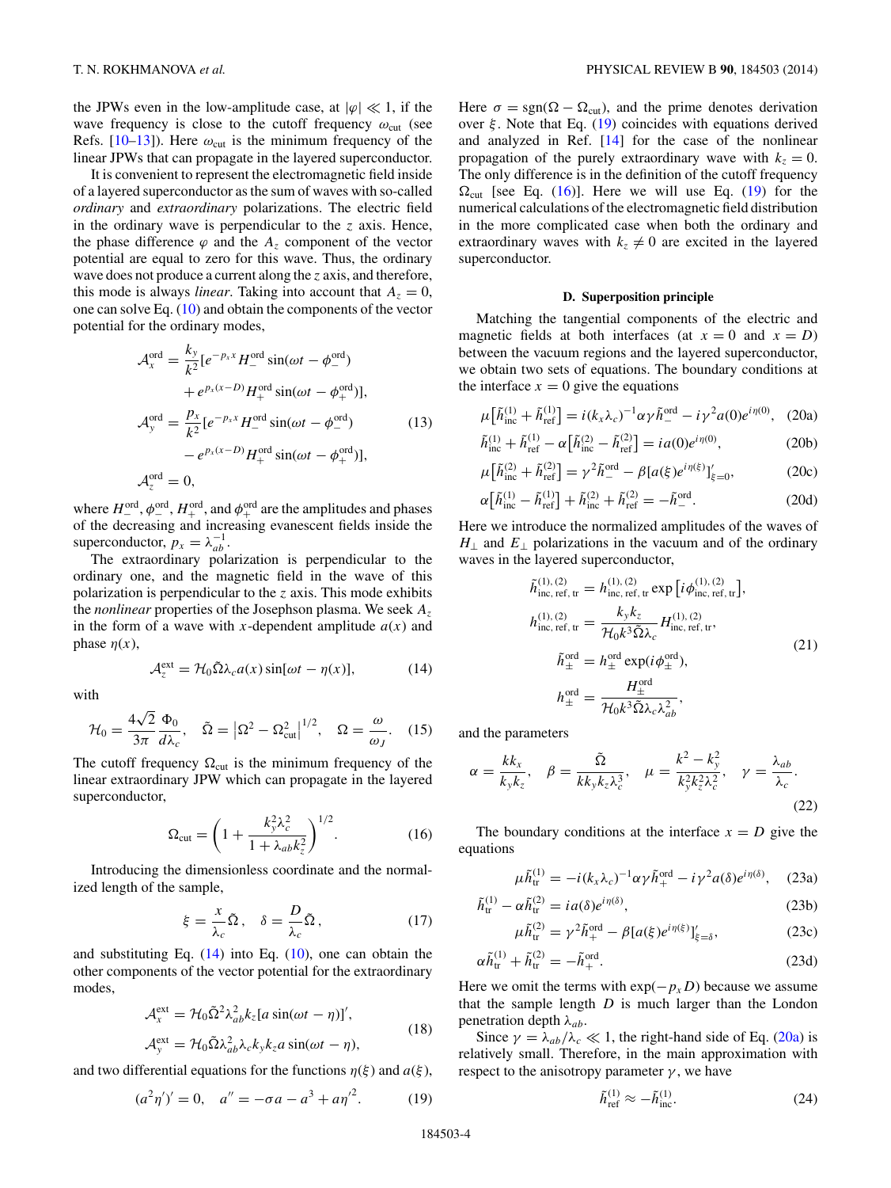the JPWs even in the low-amplitude case, at $|\varphi| \ll 1$, if the wave frequency is close to the cutoff frequency $\omega_{\rm cut}$ (see Refs. [10–13]). Here $\omega_{\rm cut}$ is the minimum frequency of the linear JPWs that can propagate in the layered superconductor.

It is convenient to represent the electromagnetic field inside of a layered superconductor as the sum of waves with so-called *ordinary* and *extraordinary* polarizations. The electric field in the ordinary wave is perpendicular to the $z$ axis. Hence, the phase difference $\varphi$ and the $A_z$ component of the vector potential are equal to zero for this wave. Thus, the ordinary wave does not produce a current along the $z$ axis, and therefore, this mode is always *linear*. Taking into account that $A_z = 0$, one can solve Eq. (10) and obtain the components of the vector potential for the ordinary modes,

$$
\begin{aligned}
\mathcal{A}_x^{\rm ord} &= \frac{k_y}{k^2}\big[e^{-p_x x} H_-^{\rm ord}\sin(\omega t - \phi_-^{\rm ord}) \\
&\quad + e^{p_x (x-D)} H_+^{\rm ord}\sin(\omega t - \phi_+^{\rm ord})\big], \\
\mathcal{A}_y^{\rm ord} &= \frac{p_x}{k^2}\big[e^{-p_x x} H_-^{\rm ord}\sin(\omega t - \phi_-^{\rm ord}) \\
&\quad - e^{p_x (x-D)} H_+^{\rm ord}\sin(\omega t - \phi_+^{\rm ord})\big], \\
\mathcal{A}_z^{\rm ord} &= 0,
\end{aligned}
\tag{13}
$$

where $H_-^{\rm ord}$, $\phi_-^{\rm ord}$, $H_+^{\rm ord}$, and $\phi_+^{\rm ord}$ are the amplitudes and phases of the decreasing and increasing evanescent fields inside the superconductor, $p_x = \lambda_{ab}^{-1}$.

The extraordinary polarization is perpendicular to the ordinary one, and the magnetic field in the wave of this polarization is perpendicular to the $z$ axis. This mode exhibits the *nonlinear* properties of the Josephson plasma. We seek $A_z$ in the form of a wave with $x$-dependent amplitude $a(x)$ and phase $\eta(x)$,

$$
\mathcal{A}_z^{\rm ext} = \mathcal{H}_0 \tilde{\Omega} \lambda_c a(x) \sin[\omega t - \eta(x)], \tag{14}
$$

with

$$
\mathcal{H}_0 = \frac{4\sqrt{2}}{3\pi}\frac{\Phi_0}{d\lambda_c}, \quad \tilde{\Omega} = \left|\Omega^2 - \Omega_{\rm cut}^2\right|^{1/2}, \quad \Omega = \frac{\omega}{\omega_J}. \tag{15}
$$

The cutoff frequency $\Omega_{\rm cut}$ is the minimum frequency of the linear extraordinary JPW which can propagate in the layered superconductor,

$$
\Omega_{\rm cut} = \left(1 + \frac{k_y^2 \lambda_c^2}{1 + \lambda_{ab} k_z^2}\right)^{1/2}. \tag{16}
$$

Introducing the dimensionless coordinate and the normalized length of the sample,

$$
\xi = \frac{x}{\lambda_c}\tilde{\Omega}, \quad \delta = \frac{D}{\lambda_c}\tilde{\Omega}, \tag{17}
$$

and substituting Eq. (14) into Eq. (10), one can obtain the other components of the vector potential for the extraordinary modes,

$$
\begin{aligned}
\mathcal{A}_x^{\rm ext} &= \mathcal{H}_0 \tilde{\Omega}^2 \lambda_{ab}^2 k_z [a \sin(\omega t - \eta)]', \\
\mathcal{A}_y^{\rm ext} &= \mathcal{H}_0 \tilde{\Omega} \lambda_{ab}^2 \lambda_c k_y k_z a \sin(\omega t - \eta),
\end{aligned}
\tag{18}
$$

and two differential equations for the functions $\eta(\xi)$ and $a(\xi)$,

$$
(a^2\eta')' = 0, \quad a'' = -\sigma a - a^3 + a\eta'^2. \tag{19}
$$

Here $\sigma = \mathrm{sgn}(\Omega - \Omega_{\rm cut})$, and the prime denotes derivation over $\xi$. Note that Eq. (19) coincides with equations derived and analyzed in Ref. [14] for the case of the nonlinear propagation of the purely extraordinary wave with $k_z = 0$. The only difference is in the definition of the cutoff frequency $\Omega_{\rm cut}$ [see Eq. (16)]. Here we will use Eq. (19) for the numerical calculations of the electromagnetic field distribution in the more complicated case when both the ordinary and extraordinary waves with $k_z \neq 0$ are excited in the layered superconductor.

### D. Superposition principle

Matching the tangential components of the electric and magnetic fields at both interfaces (at $x = 0$ and $x = D$) between the vacuum regions and the layered superconductor, we obtain two sets of equations. The boundary conditions at the interface $x = 0$ give the equations

$$
\mu\big[\tilde{h}_{\rm inc}^{(1)} + \tilde{h}_{\rm ref}^{(1)}\big] = i(k_x\lambda_c)^{-1}\alpha\gamma\tilde{h}_-^{\rm ord} - i\gamma^2 a(0)e^{i\eta(0)}, \tag{20a}
$$

$$
\tilde{h}_{\rm inc}^{(1)} + \tilde{h}_{\rm ref}^{(1)} - \alpha\big[\tilde{h}_{\rm inc}^{(2)} - \tilde{h}_{\rm ref}^{(2)}\big] = ia(0)e^{i\eta(0)}, \tag{20b}
$$

$$
\mu\big[\tilde{h}_{\rm inc}^{(2)} + \tilde{h}_{\rm ref}^{(2)}\big] = \gamma^2\tilde{h}_-^{\rm ord} - \beta[a(\xi)e^{i\eta(\xi)}]'_{\xi=0}, \tag{20c}
$$

$$
\alpha\big[\tilde{h}_{\rm inc}^{(1)} - \tilde{h}_{\rm ref}^{(1)}\big] + \tilde{h}_{\rm inc}^{(2)} + \tilde{h}_{\rm ref}^{(2)} = -\tilde{h}_-^{\rm ord}. \tag{20d}
$$

Here we introduce the normalized amplitudes of the waves of $H_\perp$ and $E_\perp$ polarizations in the vacuum and of the ordinary waves in the layered superconductor,

$$
\begin{aligned}
\tilde{h}_{\rm inc,\,ref,\,tr}^{(1),\,(2)} &= h_{\rm inc,\,ref,\,tr}^{(1),\,(2)} \exp\big[i\phi_{\rm inc,\,ref,\,tr}^{(1),\,(2)}\big], \\
h_{\rm inc,\,ref,\,tr}^{(1),\,(2)} &= \frac{k_y k_z}{\mathcal{H}_0 k^3 \tilde{\Omega}\lambda_c} H_{\rm inc,\,ref,\,tr}^{(1),\,(2)}, \\
\tilde{h}_\pm^{\rm ord} &= h_\pm^{\rm ord}\exp(i\phi_\pm^{\rm ord}), \\
h_\pm^{\rm ord} &= \frac{H_\pm^{\rm ord}}{\mathcal{H}_0 k^3 \tilde{\Omega}\lambda_c\lambda_{ab}^2},
\end{aligned}
\tag{21}
$$

and the parameters

$$
\alpha = \frac{k k_x}{k_y k_z}, \quad \beta = \frac{\tilde{\Omega}}{k k_y k_z \lambda_c^3}, \quad \mu = \frac{k^2 - k_y^2}{k_y^2 k_z^2 \lambda_c^2}, \quad \gamma = \frac{\lambda_{ab}}{\lambda_c}. \tag{22}
$$

The boundary conditions at the interface $x = D$ give the equations

$$
\mu\tilde{h}_{\rm tr}^{(1)} = -i(k_x\lambda_c)^{-1}\alpha\gamma\tilde{h}_+^{\rm ord} - i\gamma^2 a(\delta)e^{i\eta(\delta)}, \tag{23a}
$$

$$
\tilde{h}_{\rm tr}^{(1)} - \alpha\tilde{h}_{\rm tr}^{(2)} = ia(\delta)e^{i\eta(\delta)}, \tag{23b}
$$

$$
\mu\tilde{h}_{\rm tr}^{(2)} = \gamma^2\tilde{h}_+^{\rm ord} - \beta[a(\xi)e^{i\eta(\xi)}]'_{\xi=\delta}, \tag{23c}
$$

$$
\alpha\tilde{h}_{\rm tr}^{(1)} + \tilde{h}_{\rm tr}^{(2)} = -\tilde{h}_+^{\rm ord}. \tag{23d}
$$

Here we omit the terms with $\exp(-p_x D)$ because we assume that the sample length $D$ is much larger than the London penetration depth $\lambda_{ab}$.

Since $\gamma = \lambda_{ab}/\lambda_c \ll 1$, the right-hand side of Eq. (20a) is relatively small. Therefore, in the main approximation with respect to the anisotropy parameter $\gamma$, we have

$$
\tilde{h}_{\rm ref}^{(1)} \approx -\tilde{h}_{\rm inc}^{(1)}. \tag{24}
$$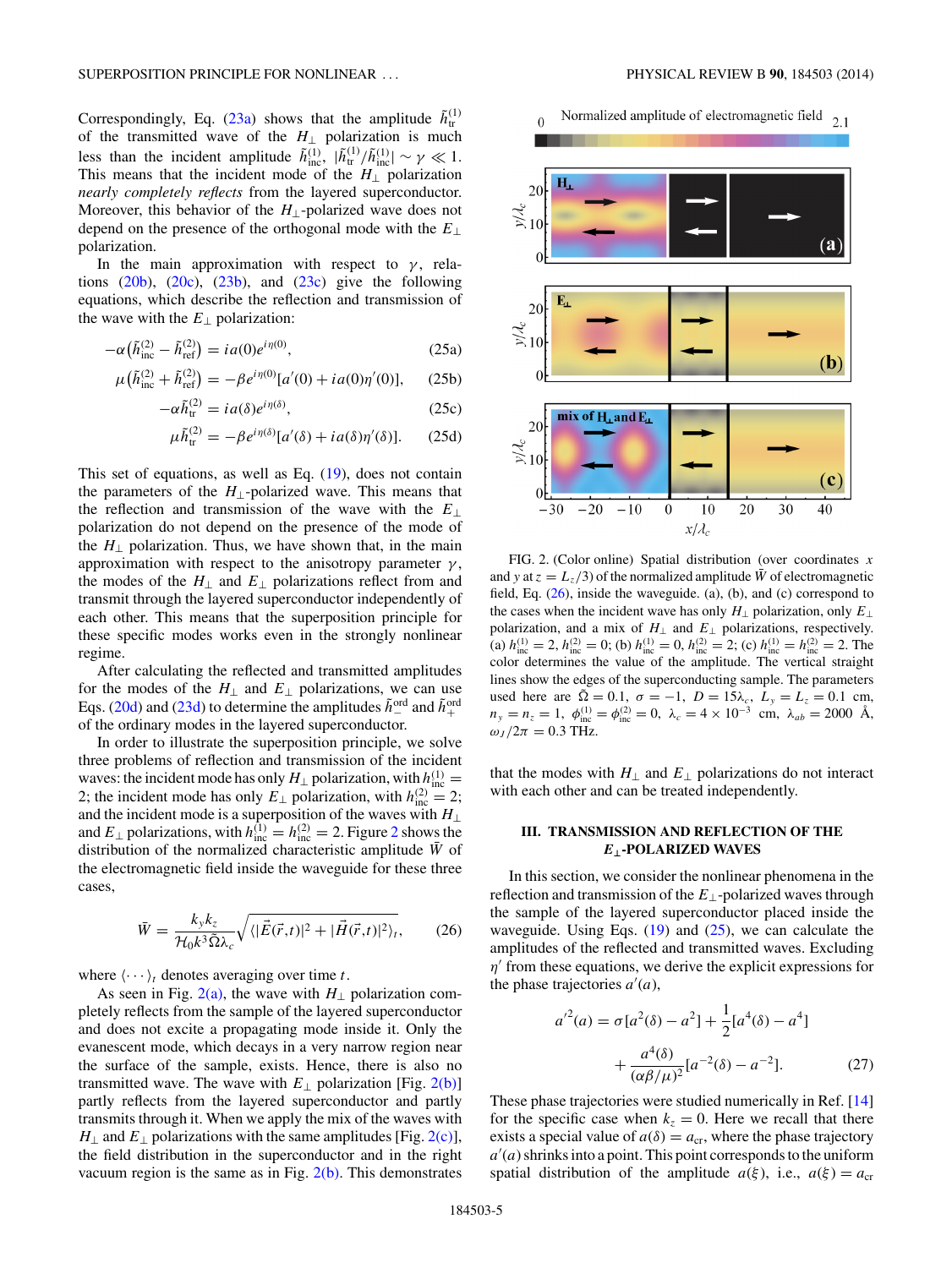Correspondingly, Eq. (23a) shows that the amplitude $\tilde{h}^{(1)}_{\rm tr}$ of the transmitted wave of the $H_\perp$ polarization is much less than the incident amplitude $\tilde{h}^{(1)}_{\rm inc}$, $|\tilde{h}^{(1)}_{\rm tr}/\tilde{h}^{(1)}_{\rm inc}| \sim \gamma \ll 1$. This means that the incident mode of the $H_\perp$ polarization *nearly completely reflects* from the layered superconductor. Moreover, this behavior of the $H_\perp$-polarized wave does not depend on the presence of the orthogonal mode with the $E_\perp$ polarization.

In the main approximation with respect to $\gamma$, relations (20b), (20c), (23b), and (23c) give the following equations, which describe the reflection and transmission of the wave with the $E_\perp$ polarization:

$$-\alpha\left(\tilde{h}^{(2)}_{\rm inc} - \tilde{h}^{(2)}_{\rm ref}\right) = ia(0)e^{i\eta(0)}, \tag{25a}$$

$$\mu\left(\tilde{h}^{(2)}_{\rm inc} + \tilde{h}^{(2)}_{\rm ref}\right) = -\beta e^{i\eta(0)}[a'(0) + ia(0)\eta'(0)], \tag{25b}$$

$$-\alpha\tilde{h}^{(2)}_{\rm tr} = ia(\delta)e^{i\eta(\delta)}, \tag{25c}$$

$$\mu\tilde{h}^{(2)}_{\rm tr} = -\beta e^{i\eta(\delta)}[a'(\delta) + ia(\delta)\eta'(\delta)]. \tag{25d}$$

This set of equations, as well as Eq. (19), does not contain the parameters of the $H_\perp$-polarized wave. This means that the reflection and transmission of the wave with the $E_\perp$ polarization do not depend on the presence of the mode of the $H_\perp$ polarization. Thus, we have shown that, in the main approximation with respect to the anisotropy parameter $\gamma$, the modes of the $H_\perp$ and $E_\perp$ polarizations reflect from and transmit through the layered superconductor independently of each other. This means that the superposition principle for these specific modes works even in the strongly nonlinear regime.

After calculating the reflected and transmitted amplitudes for the modes of the $H_\perp$ and $E_\perp$ polarizations, we can use Eqs. (20d) and (23d) to determine the amplitudes $\tilde{h}^{\rm ord}_-$ and $\tilde{h}^{\rm ord}_+$ of the ordinary modes in the layered superconductor.

In order to illustrate the superposition principle, we solve three problems of reflection and transmission of the incident waves: the incident mode has only $H_\perp$ polarization, with $h^{(1)}_{\rm inc} = 2$; the incident mode has only $E_\perp$ polarization, with $h^{(2)}_{\rm inc} = 2$; and the incident mode is a superposition of the waves with $H_\perp$ and $E_\perp$ polarizations, with $h^{(1)}_{\rm inc} = h^{(2)}_{\rm inc} = 2$. Figure 2 shows the distribution of the normalized characteristic amplitude $\bar{W}$ of the electromagnetic field inside the waveguide for these three cases,

$$\bar{W} = \frac{k_y k_z}{\mathcal{H}_0 k^3 \bar{\Omega}\lambda_c}\sqrt{\langle|\vec{E}(\vec{r},t)|^2 + |\vec{H}(\vec{r},t)|^2\rangle_t}, \tag{26}$$

where $\langle\cdots\rangle_t$ denotes averaging over time $t$.

As seen in Fig. 2(a), the wave with $H_\perp$ polarization completely reflects from the sample of the layered superconductor and does not excite a propagating mode inside it. Only the evanescent mode, which decays in a very narrow region near the surface of the sample, exists. Hence, there is also no transmitted wave. The wave with $E_\perp$ polarization [Fig. 2(b)] partly reflects from the layered superconductor and partly transmits through it. When we apply the mix of the waves with $H_\perp$ and $E_\perp$ polarizations with the same amplitudes [Fig. 2(c)], the field distribution in the superconductor and in the right vacuum region is the same as in Fig. 2(b). This demonstrates that the modes with $H_\perp$ and $E_\perp$ polarizations do not interact with each other and can be treated independently.

FIG. 2. (Color online) Spatial distribution (over coordinates $x$ and $y$ at $z = L_z/3$) of the normalized amplitude $\bar{W}$ of electromagnetic field, Eq. (26), inside the waveguide. (a), (b), and (c) correspond to the cases when the incident wave has only $H_\perp$ polarization, only $E_\perp$ polarization, and a mix of $H_\perp$ and $E_\perp$ polarizations, respectively. (a) $h^{(1)}_{\rm inc} = 2$, $h^{(2)}_{\rm inc} = 0$; (b) $h^{(1)}_{\rm inc} = 0$, $h^{(2)}_{\rm inc} = 2$; (c) $h^{(1)}_{\rm inc} = h^{(2)}_{\rm inc} = 2$. The color determines the value of the amplitude. The vertical straight lines show the edges of the superconducting sample. The parameters used here are $\bar{\Omega} = 0.1$, $\sigma = -1$, $D = 15\lambda_c$, $L_y = L_z = 0.1$ cm, $n_y = n_z = 1$, $\phi^{(1)}_{\rm inc} = \phi^{(2)}_{\rm inc} = 0$, $\lambda_c = 4 \times 10^{-3}$ cm, $\lambda_{ab} = 2000$ Å, $\omega_J/2\pi = 0.3$ THz.

## III. TRANSMISSION AND REFLECTION OF THE $E_\perp$-POLARIZED WAVES

In this section, we consider the nonlinear phenomena in the reflection and transmission of the $E_\perp$-polarized waves through the sample of the layered superconductor placed inside the waveguide. Using Eqs. (19) and (25), we can calculate the amplitudes of the reflected and transmitted waves. Excluding $\eta'$ from these equations, we derive the explicit expressions for the phase trajectories $a'(a)$,

$$a'^2(a) = \sigma[a^2(\delta) - a^2] + \frac{1}{2}[a^4(\delta) - a^4] + \frac{a^4(\delta)}{(\alpha\beta/\mu)^2}[a^{-2}(\delta) - a^{-2}]. \tag{27}$$

These phase trajectories were studied numerically in Ref. [14] for the specific case when $k_z = 0$. Here we recall that there exists a special value of $a(\delta) = a_{\rm cr}$, where the phase trajectory $a'(a)$ shrinks into a point. This point corresponds to the uniform spatial distribution of the amplitude $a(\xi)$, i.e., $a(\xi) = a_{\rm cr}$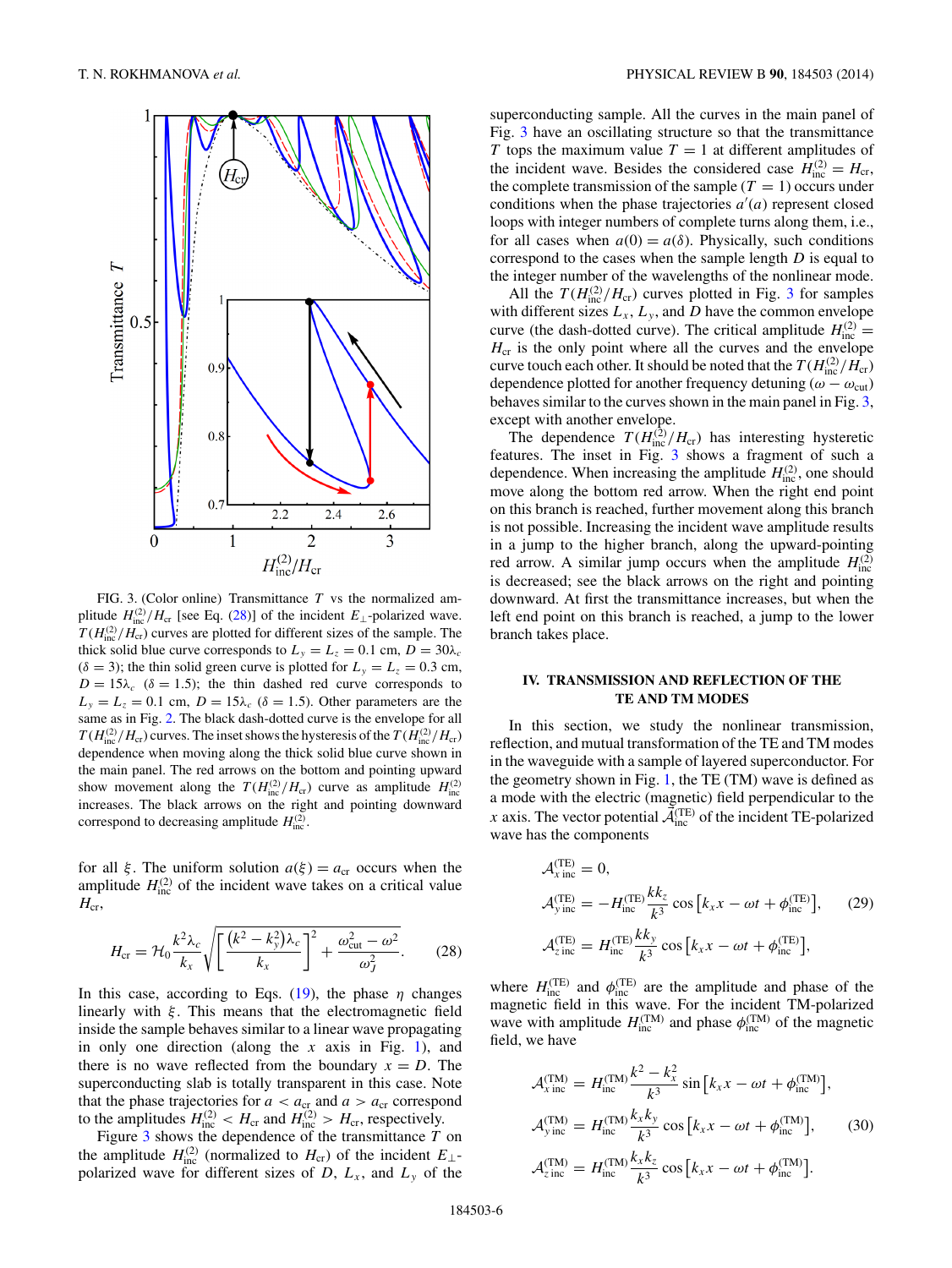FIG. 3. (Color online) Transmittance $T$ vs the normalized amplitude $H^{(2)}_{\rm inc}/H_{\rm cr}$ [see Eq. (28)] of the incident $E_\perp$-polarized wave. $T(H^{(2)}_{\rm inc}/H_{\rm cr})$ curves are plotted for different sizes of the sample. The thick solid blue curve corresponds to $L_y = L_z = 0.1$ cm, $D = 30\lambda_c$ ($\delta = 3$); the thin solid green curve is plotted for $L_y = L_z = 0.3$ cm, $D = 15\lambda_c$ ($\delta = 1.5$); the thin dashed red curve corresponds to $L_y = L_z = 0.1$ cm, $D = 15\lambda_c$ ($\delta = 1.5$). Other parameters are the same as in Fig. 2. The black dash-dotted curve is the envelope for all $T(H^{(2)}_{\rm inc}/H_{\rm cr})$ curves. The inset shows the hysteresis of the $T(H^{(2)}_{\rm inc}/H_{\rm cr})$ dependence when moving along the thick solid blue curve shown in the main panel. The red arrows on the bottom and pointing upward show movement along the $T(H^{(2)}_{\rm inc}/H_{\rm cr})$ curve as amplitude $H^{(2)}_{\rm inc}$ increases. The black arrows on the right and pointing downward correspond to decreasing amplitude $H^{(2)}_{\rm inc}$.

for all $\xi$. The uniform solution $a(\xi) = a_{\rm cr}$ occurs when the amplitude $H^{(2)}_{\rm inc}$ of the incident wave takes on a critical value $H_{\rm cr}$,

$$H_{\rm cr} = \mathcal{H}_0 \frac{k^2\lambda_c}{k_x}\sqrt{\left[\frac{(k^2 - k_y^2)\lambda_c}{k_x}\right]^2 + \frac{\omega_{\rm cut}^2 - \omega^2}{\omega_J^2}}. \tag{28}$$

In this case, according to Eqs. (19), the phase $\eta$ changes linearly with $\xi$. This means that the electromagnetic field inside the sample behaves similar to a linear wave propagating in only one direction (along the $x$ axis in Fig. 1), and there is no wave reflected from the boundary $x = D$. The superconducting slab is totally transparent in this case. Note that the phase trajectories for $a < a_{\rm cr}$ and $a > a_{\rm cr}$ correspond to the amplitudes $H^{(2)}_{\rm inc} < H_{\rm cr}$ and $H^{(2)}_{\rm inc} > H_{\rm cr}$, respectively.

Figure 3 shows the dependence of the transmittance $T$ on the amplitude $H^{(2)}_{\rm inc}$ (normalized to $H_{\rm cr}$) of the incident $E_\perp$-polarized wave for different sizes of $D$, $L_x$, and $L_y$ of the superconducting sample. All the curves in the main panel of Fig. 3 have an oscillating structure so that the transmittance $T$ tops the maximum value $T = 1$ at different amplitudes of the incident wave. Besides the considered case $H^{(2)}_{\rm inc} = H_{\rm cr}$, the complete transmission of the sample ($T = 1$) occurs under conditions when the phase trajectories $a'(a)$ represent closed loops with integer numbers of complete turns along them, i.e., for all cases when $a(0) = a(\delta)$. Physically, such conditions correspond to the cases when the sample length $D$ is equal to the integer number of the wavelengths of the nonlinear mode.

All the $T(H^{(2)}_{\rm inc}/H_{\rm cr})$ curves plotted in Fig. 3 for samples with different sizes $L_x$, $L_y$, and $D$ have the common envelope curve (the dash-dotted curve). The critical amplitude $H^{(2)}_{\rm inc} = H_{\rm cr}$ is the only point where all the curves and the envelope curve touch each other. It should be noted that the $T(H^{(2)}_{\rm inc}/H_{\rm cr})$ dependence plotted for another frequency detuning $(\omega - \omega_{\rm cut})$ behaves similar to the curves shown in the main panel in Fig. 3, except with another envelope.

The dependence $T(H^{(2)}_{\rm inc}/H_{\rm cr})$ has interesting hysteretic features. The inset in Fig. 3 shows a fragment of such a dependence. When increasing the amplitude $H^{(2)}_{\rm inc}$, one should move along the bottom red arrow. When the right end point on this branch is reached, further movement along this branch is not possible. Increasing the incident wave amplitude results in a jump to the higher branch, along the upward-pointing red arrow. A similar jump occurs when the amplitude $H^{(2)}_{\rm inc}$ is decreased; see the black arrows on the right and pointing downward. At first the transmittance increases, but when the left end point on this branch is reached, a jump to the lower branch takes place.

## IV. TRANSMISSION AND REFLECTION OF THE TE AND TM MODES

In this section, we study the nonlinear transmission, reflection, and mutual transformation of the TE and TM modes in the waveguide with a sample of layered superconductor. For the geometry shown in Fig. 1, the TE (TM) wave is defined as a mode with the electric (magnetic) field perpendicular to the $x$ axis. The vector potential $\mathcal{A}^{(\rm TE)}_{\rm inc}$ of the incident TE-polarized wave has the components

$$\begin{aligned}
\mathcal{A}^{(\rm TE)}_{x\,\rm inc} &= 0,\\
\mathcal{A}^{(\rm TE)}_{y\,\rm inc} &= -H^{(\rm TE)}_{\rm inc}\frac{kk_z}{k^3}\cos\left[k_x x - \omega t + \phi^{(\rm TE)}_{\rm inc}\right],\\
\mathcal{A}^{(\rm TE)}_{z\,\rm inc} &= H^{(\rm TE)}_{\rm inc}\frac{kk_y}{k^3}\cos\left[k_x x - \omega t + \phi^{(\rm TE)}_{\rm inc}\right],
\end{aligned} \tag{29}$$

where $H^{(\rm TE)}_{\rm inc}$ and $\phi^{(\rm TE)}_{\rm inc}$ are the amplitude and phase of the magnetic field in this wave. For the incident TM-polarized wave with amplitude $H^{(\rm TM)}_{\rm inc}$ and phase $\phi^{(\rm TM)}_{\rm inc}$ of the magnetic field, we have

$$\begin{aligned}
\mathcal{A}^{(\rm TM)}_{x\,\rm inc} &= H^{(\rm TM)}_{\rm inc}\frac{k^2 - k_x^2}{k^3}\sin\left[k_x x - \omega t + \phi^{(\rm TM)}_{\rm inc}\right],\\
\mathcal{A}^{(\rm TM)}_{y\,\rm inc} &= H^{(\rm TM)}_{\rm inc}\frac{k_x k_y}{k^3}\cos\left[k_x x - \omega t + \phi^{(\rm TM)}_{\rm inc}\right],\\
\mathcal{A}^{(\rm TM)}_{z\,\rm inc} &= H^{(\rm TM)}_{\rm inc}\frac{k_x k_z}{k^3}\cos\left[k_x x - \omega t + \phi^{(\rm TM)}_{\rm inc}\right].
\end{aligned} \tag{30}$$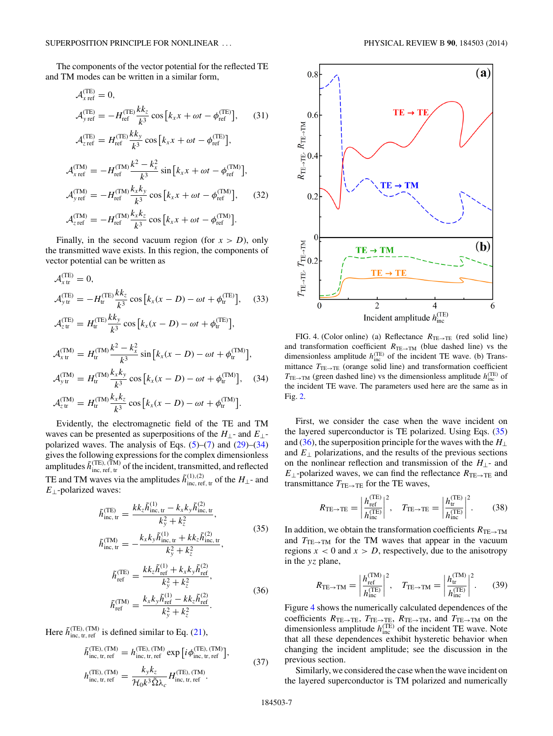The components of the vector potential for the reflected TE and TM modes can be written in a similar form,

$$\mathcal{A}_{x\,\mathrm{ref}}^{(\mathrm{TE})} = 0,$$

$$\mathcal{A}_{y\,\mathrm{ref}}^{(\mathrm{TE})} = -H_{\mathrm{ref}}^{(\mathrm{TE})}\frac{kk_z}{k^3}\cos\left[k_x x + \omega t - \phi_{\mathrm{ref}}^{(\mathrm{TE})}\right], \tag{31}$$

$$\mathcal{A}_{z\,\mathrm{ref}}^{(\mathrm{TE})} = H_{\mathrm{ref}}^{(\mathrm{TE})}\frac{kk_y}{k^3}\cos\left[k_x x + \omega t - \phi_{\mathrm{ref}}^{(\mathrm{TE})}\right],$$

$$\mathcal{A}_{x\,\mathrm{ref}}^{(\mathrm{TM})} = -H_{\mathrm{ref}}^{(\mathrm{TM})}\frac{k^2 - k_x^2}{k^3}\sin\left[k_x x + \omega t - \phi_{\mathrm{ref}}^{(\mathrm{TM})}\right],$$

$$\mathcal{A}_{y\,\mathrm{ref}}^{(\mathrm{TM})} = -H_{\mathrm{ref}}^{(\mathrm{TM})}\frac{k_x k_y}{k^3}\cos\left[k_x x + \omega t - \phi_{\mathrm{ref}}^{(\mathrm{TM})}\right], \tag{32}$$

$$\mathcal{A}_{z\,\mathrm{ref}}^{(\mathrm{TM})} = -H_{\mathrm{ref}}^{(\mathrm{TM})}\frac{k_x k_z}{k^3}\cos\left[k_x x + \omega t - \phi_{\mathrm{ref}}^{(\mathrm{TM})}\right].$$

Finally, in the second vacuum region (for $x > D$), only the transmitted wave exists. In this region, the components of vector potential can be written as

$$\mathcal{A}_{x\,\mathrm{tr}}^{(\mathrm{TE})} = 0,$$

$$\mathcal{A}_{y\,\mathrm{tr}}^{(\mathrm{TE})} = -H_{\mathrm{tr}}^{(\mathrm{TE})}\frac{kk_z}{k^3}\cos\left[k_x(x-D) - \omega t + \phi_{\mathrm{tr}}^{(\mathrm{TE})}\right], \tag{33}$$

$$\mathcal{A}_{z\,\mathrm{tr}}^{(\mathrm{TE})} = H_{\mathrm{tr}}^{(\mathrm{TE})}\frac{kk_y}{k^3}\cos\left[k_x(x-D) - \omega t + \phi_{\mathrm{tr}}^{(\mathrm{TE})}\right],$$

$$\mathcal{A}_{x\,\mathrm{tr}}^{(\mathrm{TM})} = H_{\mathrm{tr}}^{(\mathrm{TM})}\frac{k^2 - k_x^2}{k^3}\sin\left[k_x(x-D) - \omega t + \phi_{\mathrm{tr}}^{(\mathrm{TM})}\right],$$

$$\mathcal{A}_{y\,\mathrm{tr}}^{(\mathrm{TM})} = H_{\mathrm{tr}}^{(\mathrm{TM})}\frac{k_x k_y}{k^3}\cos\left[k_x(x-D) - \omega t + \phi_{\mathrm{tr}}^{(\mathrm{TM})}\right], \tag{34}$$

$$\mathcal{A}_{z\,\mathrm{tr}}^{(\mathrm{TM})} = H_{\mathrm{tr}}^{(\mathrm{TM})}\frac{k_x k_z}{k^3}\cos\left[k_x(x-D) - \omega t + \phi_{\mathrm{tr}}^{(\mathrm{TM})}\right].$$

Evidently, the electromagnetic field of the TE and TM waves can be presented as superpositions of the $H_\perp$- and $E_\perp$-polarized waves. The analysis of Eqs. (5)–(7) and (29)–(34) gives the following expressions for the complex dimensionless amplitudes $\tilde{h}_{\mathrm{inc,\,ref,\,tr}}^{(\mathrm{TE}),\,(\mathrm{TM})}$ of the incident, transmitted, and reflected TE and TM waves via the amplitudes $\tilde{h}_{\mathrm{inc,\,ref,\,tr}}^{(1),(2)}$ of the $H_\perp$- and $E_\perp$-polarized waves:

$$\tilde{h}_{\mathrm{inc,\,tr}}^{(\mathrm{TE})} = \frac{kk_z\tilde{h}_{\mathrm{inc,\,tr}}^{(1)} - k_x k_y\tilde{h}_{\mathrm{inc,\,tr}}^{(2)}}{k_y^2 + k_z^2},$$

$$\tilde{h}_{\mathrm{inc,\,tr}}^{(\mathrm{TM})} = -\frac{k_x k_y\tilde{h}_{\mathrm{inc,\,tr}}^{(1)} + kk_z\tilde{h}_{\mathrm{inc,\,tr}}^{(2)}}{k_y^2 + k_z^2}, \tag{35}$$

$$\tilde{h}_{\mathrm{ref}}^{(\mathrm{TE})} = \frac{kk_z\tilde{h}_{\mathrm{ref}}^{(1)} + k_x k_y\tilde{h}_{\mathrm{ref}}^{(2)}}{k_y^2 + k_z^2},$$

$$\tilde{h}_{\mathrm{ref}}^{(\mathrm{TM})} = \frac{k_x k_y\tilde{h}_{\mathrm{ref}}^{(1)} - kk_z\tilde{h}_{\mathrm{ref}}^{(2)}}{k_y^2 + k_z^2}. \tag{36}$$

Here $\tilde{h}_{\mathrm{inc,\,tr,\,ref}}^{(\mathrm{TE}),\,(\mathrm{TM})}$ is defined similar to Eq. (21),

$$\tilde{h}_{\mathrm{inc,\,tr,\,ref}}^{(\mathrm{TE}),\,(\mathrm{TM})} = h_{\mathrm{inc,\,tr,\,ref}}^{(\mathrm{TE}),\,(\mathrm{TM})}\exp\left[i\phi_{\mathrm{inc,\,tr,\,ref}}^{(\mathrm{TE}),\,(\mathrm{TM})}\right],$$

$$h_{\mathrm{inc,\,tr,\,ref}}^{(\mathrm{TE}),\,(\mathrm{TM})} = \frac{k_y k_z}{\mathcal{H}_0 k^3\tilde{\Omega}\lambda_c}H_{\mathrm{inc,\,tr,\,ref}}^{(\mathrm{TE}),\,(\mathrm{TM})}. \tag{37}$$

FIG. 4. (Color online) (a) Reflectance $R_{\mathrm{TE}\to\mathrm{TE}}$ (red solid line) and transformation coefficient $R_{\mathrm{TE}\to\mathrm{TM}}$ (blue dashed line) vs the dimensionless amplitude $h_{\mathrm{inc}}^{(\mathrm{TE})}$ of the incident TE wave. (b) Transmittance $T_{\mathrm{TE}\to\mathrm{TE}}$ (orange solid line) and transformation coefficient $T_{\mathrm{TE}\to\mathrm{TM}}$ (green dashed line) vs the dimensionless amplitude $h_{\mathrm{inc}}^{(\mathrm{TE})}$ of the incident TE wave. The parameters used here are the same as in Fig. 2.

First, we consider the case when the wave incident on the layered superconductor is TE polarized. Using Eqs. (35) and (36), the superposition principle for the waves with the $H_\perp$ and $E_\perp$ polarizations, and the results of the previous sections on the nonlinear reflection and transmission of the $H_\perp$- and $E_\perp$-polarized waves, we can find the reflectance $R_{\mathrm{TE}\to\mathrm{TE}}$ and transmittance $T_{\mathrm{TE}\to\mathrm{TE}}$ for the TE waves,

$$R_{\mathrm{TE}\to\mathrm{TE}} = \left|\frac{h_{\mathrm{ref}}^{(\mathrm{TE})}}{h_{\mathrm{inc}}^{(\mathrm{TE})}}\right|^2, \quad T_{\mathrm{TE}\to\mathrm{TE}} = \left|\frac{h_{\mathrm{tr}}^{(\mathrm{TE})}}{h_{\mathrm{inc}}^{(\mathrm{TE})}}\right|^2. \tag{38}$$

In addition, we obtain the transformation coefficients $R_{\mathrm{TE}\to\mathrm{TM}}$ and $T_{\mathrm{TE}\to\mathrm{TM}}$ for the TM waves that appear in the vacuum regions $x < 0$ and $x > D$, respectively, due to the anisotropy in the $yz$ plane,

$$R_{\mathrm{TE}\to\mathrm{TM}} = \left|\frac{h_{\mathrm{ref}}^{(\mathrm{TM})}}{h_{\mathrm{inc}}^{(\mathrm{TE})}}\right|^2, \quad T_{\mathrm{TE}\to\mathrm{TM}} = \left|\frac{h_{\mathrm{tr}}^{(\mathrm{TM})}}{h_{\mathrm{inc}}^{(\mathrm{TE})}}\right|^2. \tag{39}$$

Figure 4 shows the numerically calculated dependences of the coefficients $R_{\mathrm{TE}\to\mathrm{TE}}$, $T_{\mathrm{TE}\to\mathrm{TE}}$, $R_{\mathrm{TE}\to\mathrm{TM}}$, and $T_{\mathrm{TE}\to\mathrm{TM}}$ on the dimensionless amplitude $h_{\mathrm{inc}}^{(\mathrm{TE})}$ of the incident TE wave. Note that all these dependences exhibit hysteretic behavior when changing the incident amplitude; see the discussion in the previous section.

Similarly, we considered the case when the wave incident on the layered superconductor is TM polarized and numerically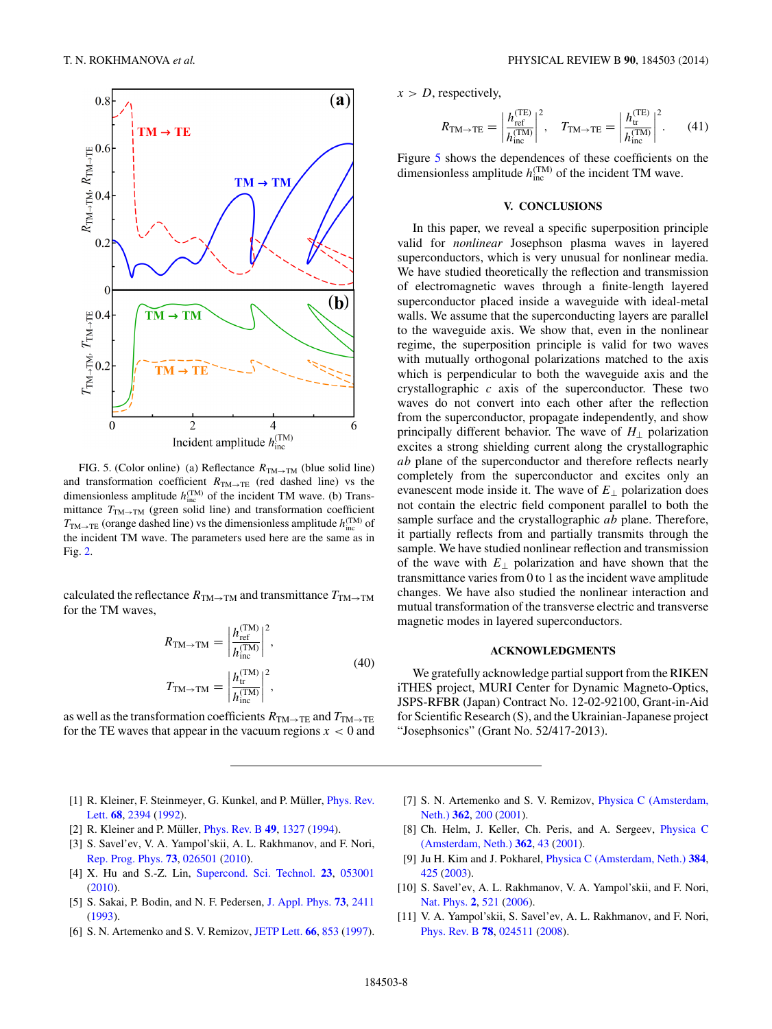FIG. 5. (Color online) (a) Reflectance $R_{\mathrm{TM}\to\mathrm{TM}}$ (blue solid line) and transformation coefficient $R_{\mathrm{TM}\to\mathrm{TE}}$ (red dashed line) vs the dimensionless amplitude $h_{\mathrm{inc}}^{(\mathrm{TM})}$ of the incident TM wave. (b) Transmittance $T_{\mathrm{TM}\to\mathrm{TM}}$ (green solid line) and transformation coefficient $T_{\mathrm{TM}\to\mathrm{TE}}$ (orange dashed line) vs the dimensionless amplitude $h_{\mathrm{inc}}^{(\mathrm{TM})}$ of the incident TM wave. The parameters used here are the same as in Fig. 2.

calculated the reflectance $R_{\mathrm{TM}\to\mathrm{TM}}$ and transmittance $T_{\mathrm{TM}\to\mathrm{TM}}$ for the TM waves,

$$R_{\mathrm{TM}\to\mathrm{TM}} = \left| \frac{h_{\mathrm{ref}}^{(\mathrm{TM})}}{h_{\mathrm{inc}}^{(\mathrm{TM})}} \right|^2, \quad T_{\mathrm{TM}\to\mathrm{TM}} = \left| \frac{h_{\mathrm{tr}}^{(\mathrm{TM})}}{h_{\mathrm{inc}}^{(\mathrm{TM})}} \right|^2, \tag{40}$$

as well as the transformation coefficients $R_{\mathrm{TM}\to\mathrm{TE}}$ and $T_{\mathrm{TM}\to\mathrm{TE}}$ for the TE waves that appear in the vacuum regions $x < 0$ and $x > D$, respectively,

$$R_{\mathrm{TM}\to\mathrm{TE}} = \left| \frac{h_{\mathrm{ref}}^{(\mathrm{TE})}}{h_{\mathrm{inc}}^{(\mathrm{TM})}} \right|^2, \quad T_{\mathrm{TM}\to\mathrm{TE}} = \left| \frac{h_{\mathrm{tr}}^{(\mathrm{TE})}}{h_{\mathrm{inc}}^{(\mathrm{TM})}} \right|^2. \tag{41}$$

Figure 5 shows the dependences of these coefficients on the dimensionless amplitude $h_{\mathrm{inc}}^{(\mathrm{TM})}$ of the incident TM wave.

## V. CONCLUSIONS

In this paper, we reveal a specific superposition principle valid for *nonlinear* Josephson plasma waves in layered superconductors, which is very unusual for nonlinear media. We have studied theoretically the reflection and transmission of electromagnetic waves through a finite-length layered superconductor placed inside a waveguide with ideal-metal walls. We assume that the superconducting layers are parallel to the waveguide axis. We show that, even in the nonlinear regime, the superposition principle is valid for two waves with mutually orthogonal polarizations matched to the axis which is perpendicular to both the waveguide axis and the crystallographic $c$ axis of the superconductor. These two waves do not convert into each other after the reflection from the superconductor, propagate independently, and show principally different behavior. The wave of $H_\perp$ polarization excites a strong shielding current along the crystallographic *ab* plane of the superconductor and therefore reflects nearly completely from the superconductor and excites only an evanescent mode inside it. The wave of $E_\perp$ polarization does not contain the electric field component parallel to both the sample surface and the crystallographic *ab* plane. Therefore, it partially reflects from and partially transmits through the sample. We have studied nonlinear reflection and transmission of the wave with $E_\perp$ polarization and have shown that the transmittance varies from 0 to 1 as the incident wave amplitude changes. We have also studied the nonlinear interaction and mutual transformation of the transverse electric and transverse magnetic modes in layered superconductors.

## ACKNOWLEDGMENTS

We gratefully acknowledge partial support from the RIKEN iTHES project, MURI Center for Dynamic Magneto-Optics, JSPS-RFBR (Japan) Contract No. 12-02-92100, Grant-in-Aid for Scientific Research (S), and the Ukrainian-Japanese project "Josephsonics" (Grant No. 52/417-2013).

[1] R. Kleiner, F. Steinmeyer, G. Kunkel, and P. Müller, Phys. Rev. Lett. **68**, 2394 (1992).

[2] R. Kleiner and P. Müller, Phys. Rev. B **49**, 1327 (1994).

[3] S. Savel'ev, V. A. Yampol'skii, A. L. Rakhmanov, and F. Nori, Rep. Prog. Phys. **73**, 026501 (2010).

[4] X. Hu and S.-Z. Lin, Supercond. Sci. Technol. **23**, 053001 (2010).

[5] S. Sakai, P. Bodin, and N. F. Pedersen, J. Appl. Phys. **73**, 2411 (1993).

[6] S. N. Artemenko and S. V. Remizov, JETP Lett. **66**, 853 (1997).

[7] S. N. Artemenko and S. V. Remizov, Physica C (Amsterdam, Neth.) **362**, 200 (2001).

[8] Ch. Helm, J. Keller, Ch. Peris, and A. Sergeev, Physica C (Amsterdam, Neth.) **362**, 43 (2001).

[9] Ju H. Kim and J. Pokharel, Physica C (Amsterdam, Neth.) **384**, 425 (2003).

[10] S. Savel'ev, A. L. Rakhmanov, V. A. Yampol'skii, and F. Nori, Nat. Phys. **2**, 521 (2006).

[11] V. A. Yampol'skii, S. Savel'ev, A. L. Rakhmanov, and F. Nori, Phys. Rev. B **78**, 024511 (2008).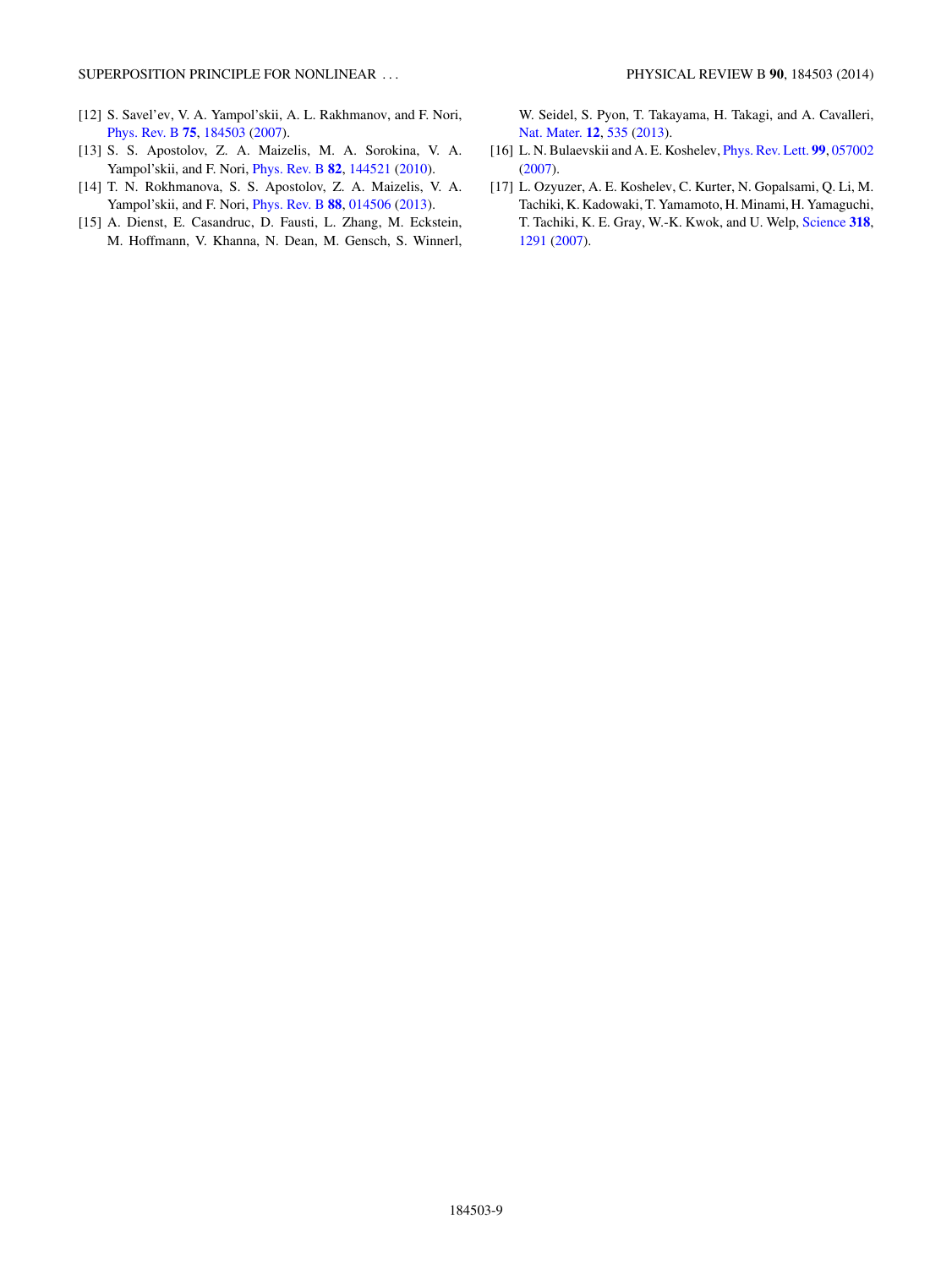[12] S. Savel'ev, V. A. Yampol'skii, A. L. Rakhmanov, and F. Nori, Phys. Rev. B **75**, 184503 (2007).

[13] S. S. Apostolov, Z. A. Maizelis, M. A. Sorokina, V. A. Yampol'skii, and F. Nori, Phys. Rev. B **82**, 144521 (2010).

[14] T. N. Rokhmanova, S. S. Apostolov, Z. A. Maizelis, V. A. Yampol'skii, and F. Nori, Phys. Rev. B **88**, 014506 (2013).

[15] A. Dienst, E. Casandruc, D. Fausti, L. Zhang, M. Eckstein, M. Hoffmann, V. Khanna, N. Dean, M. Gensch, S. Winnerl, W. Seidel, S. Pyon, T. Takayama, H. Takagi, and A. Cavalleri, Nat. Mater. **12**, 535 (2013).

[16] L. N. Bulaevskii and A. E. Koshelev, Phys. Rev. Lett. **99**, 057002 (2007).

[17] L. Ozyuzer, A. E. Koshelev, C. Kurter, N. Gopalsami, Q. Li, M. Tachiki, K. Kadowaki, T. Yamamoto, H. Minami, H. Yamaguchi, T. Tachiki, K. E. Gray, W.-K. Kwok, and U. Welp, Science **318**, 1291 (2007).